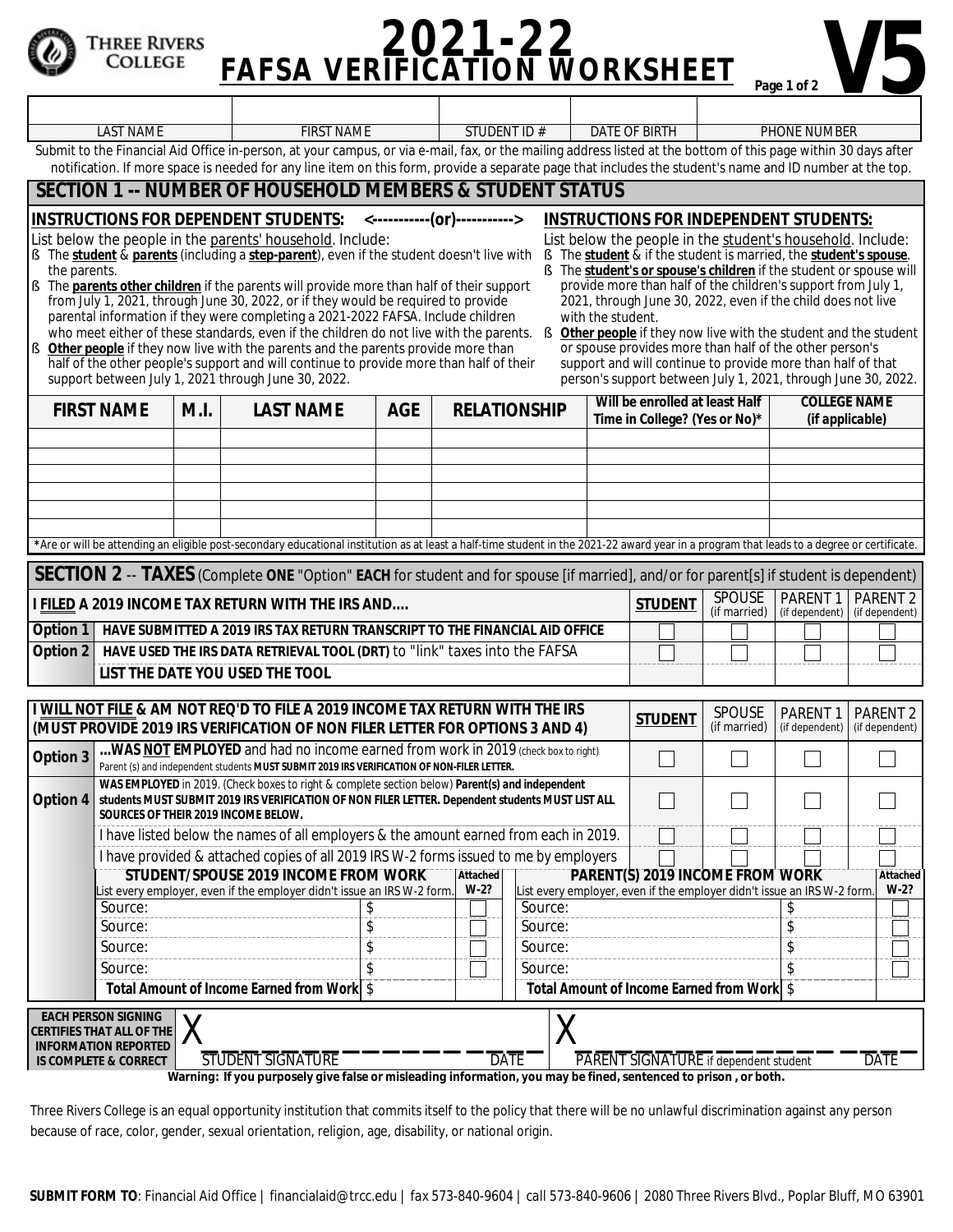THREE RIVERS COLLEGE

# 2021-22 FAFSA VERIFICATION WORKSHEET

**V5**

| LAST NAME | FIRST NAME | STUDENT ID # | DATE OF BIRTH | PHONE NUMBER |
|---|---|---|---|---|
| | | | | |

Submit to the Financial Aid Office in-person, at your campus, or via e-mail, fax, or the mailing address listed at the bottom of this page within 30 days after notification. If more space is needed for any line item on this form, provide a separate page that includes the student's name and ID number at the top.

## SECTION 1 -- NUMBER OF HOUSEHOLD MEMBERS & STUDENT STATUS

**INSTRUCTIONS FOR DEPENDENT STUDENTS:** <-----------(or)----------->

List below the people in the parents' household. Include:

- The **student** & **parents** (including a **step-parent**), even if the student doesn't live with the parents.
- The **parents other children** if the parents will provide more than half of their support from July 1, 2021, through June 30, 2022, or if they would be required to provide parental information if they were completing a 2021-2022 FAFSA. Include children who meet either of these standards, even if the children do not live with the parents.
- **Other people** if they now live with the parents and the parents provide more than half of the other people's support and will continue to provide more than half of their support between July 1, 2021 through June 30, 2022.

**INSTRUCTIONS FOR INDEPENDENT STUDENTS:**

List below the people in the student's household. Include:

- The **student** & if the student is married, the **student's spouse**.
- The **student's or spouse's children** if the student or spouse will provide more than half of the children's support from July 1, 2021, through June 30, 2022, even if the child does not live with the student.
- **Other people** if they now live with the student and the student or spouse provides more than half of the other person's support and will continue to provide more than half of that person's support between July 1, 2021, through June 30, 2022.

| FIRST NAME | M.I. | LAST NAME | AGE | RELATIONSHIP | Will be enrolled at least Half Time in College? (Yes or No)* | COLLEGE NAME (if applicable) |
|---|---|---|---|---|---|---|
| | | | | | | |
| | | | | | | |
| | | | | | | |
| | | | | | | |
| | | | | | | |
| | | | | | | |

*Are or will be attending an eligible post-secondary educational institution as at least a half-time student in the 2021-22 award year in a program that leads to a degree or certificate.

## SECTION 2 -- TAXES (Complete ONE "Option" EACH for student and for spouse [if married], and/or for parent[s] if student is dependent)

| I FILED A 2019 INCOME TAX RETURN WITH THE IRS AND.... | | STUDENT | SPOUSE (if married) | PARENT 1 (if dependent) | PARENT 2 (if dependent) |
|---|---|---|---|---|---|
| Option 1 | HAVE SUBMITTED A 2019 IRS TAX RETURN TRANSCRIPT TO THE FINANCIAL AID OFFICE | ☐ | ☐ | ☐ | ☐ |
| Option 2 | HAVE USED THE IRS DATA RETRIEVAL TOOL (DRT) to "link" taxes into the FAFSA | ☐ | ☐ | ☐ | ☐ |
| | LIST THE DATE YOU USED THE TOOL | | | | |

| I WILL NOT FILE & AM NOT REQ'D TO FILE A 2019 INCOME TAX RETURN WITH THE IRS (MUST PROVIDE 2019 IRS VERIFICATION OF NON FILER LETTER FOR OPTIONS 3 AND 4) | | STUDENT | SPOUSE (if married) | PARENT 1 (if dependent) | PARENT 2 (if dependent) |
|---|---|---|---|---|---|
| Option 3 | ...WAS NOT EMPLOYED and had no income earned from work in 2019 (check box to right) Parent (s) and independent students MUST SUBMIT 2019 IRS VERIFICATION OF NON-FILER LETTER. | ☐ | ☐ | ☐ | ☐ |
| Option 4 | WAS EMPLOYED in 2019. (Check boxes to right & complete section below) Parent(s) and independent students MUST SUBMIT 2019 IRS VERIFICATION OF NON FILER LETTER. Dependent students MUST LIST ALL SOURCES OF THEIR 2019 INCOME BELOW. | ☐ | ☐ | ☐ | ☐ |
| | I have listed below the names of all employers & the amount earned from each in 2019. | ☐ | ☐ | ☐ | ☐ |
| | I have provided & attached copies of all 2019 IRS W-2 forms issued to me by employers | ☐ | ☐ | ☐ | ☐ |

| STUDENT/SPOUSE 2019 INCOME FROM WORK (List every employer, even if the employer didn't issue an IRS W-2 form.) | | Attached W-2? | PARENT(S) 2019 INCOME FROM WORK (List every employer, even if the employer didn't issue an IRS W-2 form.) | | Attached W-2? |
|---|---|---|---|---|---|
| Source: | $ | ☐ | Source: | $ | ☐ |
| Source: | $ | ☐ | Source: | $ | ☐ |
| Source: | $ | ☐ | Source: | $ | ☐ |
| Source: | $ | ☐ | Source: | $ | ☐ |
| Total Amount of Income Earned from Work | $ | | Total Amount of Income Earned from Work | $ | |

**EACH PERSON SIGNING CERTIFIES THAT ALL OF THE INFORMATION REPORTED IS COMPLETE & CORRECT**

X ______________________________ STUDENT SIGNATURE DATE

X ______________________________ PARENT SIGNATURE if dependent student DATE

**Warning: If you purposely give false or misleading information, you may be fined, sentenced to prison , or both.**

Three Rivers College is an equal opportunity institution that commits itself to the policy that there will be no unlawful discrimination against any person because of race, color, gender, sexual orientation, religion, age, disability, or national origin.

**SUBMIT FORM TO**: Financial Aid Office | financialaid@trcc.edu | fax 573-840-9604 | call 573-840-9606 | 2080 Three Rivers Blvd., Poplar Bluff, MO 63901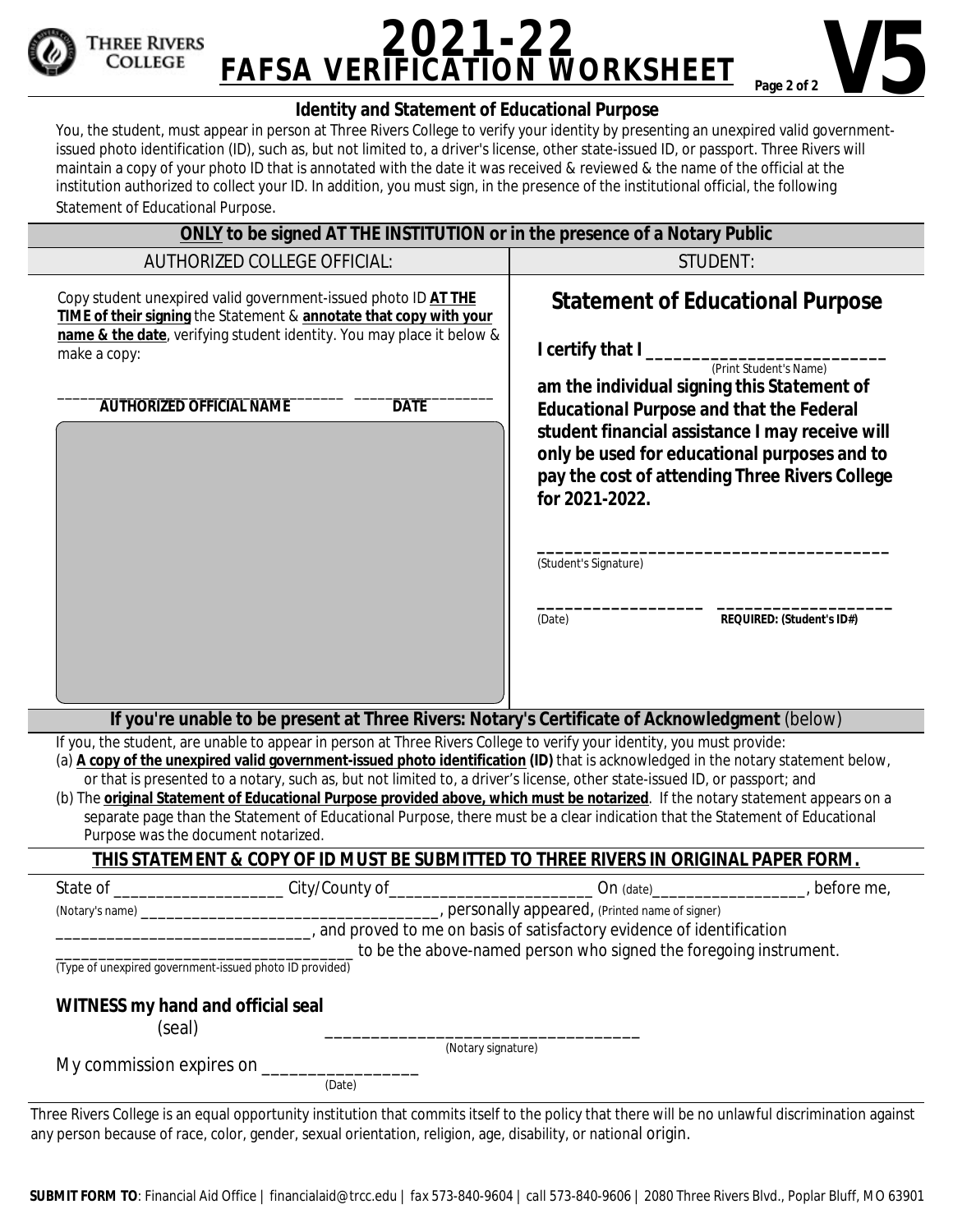# 2021-22 FAFSA VERIFICATION WORKSHEET

**V5**

## Identity and Statement of Educational Purpose

You, the student, must appear in person at Three Rivers College to verify your identity by presenting an unexpired valid government-issued photo identification (ID), such as, but not limited to, a driver's license, other state-issued ID, or passport. Three Rivers will maintain a copy of your photo ID that is annotated with the date it was received & reviewed & the name of the official at the institution authorized to collect your ID. In addition, you must sign, in the presence of the institutional official, the following Statement of Educational Purpose.

**ONLY to be signed AT THE INSTITUTION or in the presence of a Notary Public**

| AUTHORIZED COLLEGE OFFICIAL: | STUDENT: |
|---|---|
| Copy student unexpired valid government-issued photo ID **AT THE TIME of their signing** the Statement & **annotate that copy with your name & the date**, verifying student identity. You may place it below & make a copy:<br><br>_________________________________ _______________<br>**AUTHORIZED OFFICIAL NAME** **DATE** | **Statement of Educational Purpose**<br><br>**I certify that I** _______________________<br>(Print Student's Name)<br>**am the individual signing this Statement of Educational Purpose and that the Federal student financial assistance I may receive will only be used for educational purposes and to pay the cost of attending Three Rivers College for 2021-2022.**<br><br>___________________________________<br>(Student's Signature)<br><br>_________________ ___________________<br>(Date) **REQUIRED: (Student's ID#)** |

**If you're unable to be present at Three Rivers: Notary's Certificate of Acknowledgment** (below)

If you, the student, are unable to appear in person at Three Rivers College to verify your identity, you must provide:

(a) **A copy of the unexpired valid government-issued photo identification (ID)** that is acknowledged in the notary statement below, or that is presented to a notary, such as, but not limited to, a driver's license, other state-issued ID, or passport; and

(b) The **original Statement of Educational Purpose provided above, which must be notarized**. If the notary statement appears on a separate page than the Statement of Educational Purpose, there must be a clear indication that the Statement of Educational Purpose was the document notarized.

**THIS STATEMENT & COPY OF ID MUST BE SUBMITTED TO THREE RIVERS IN ORIGINAL PAPER FORM.**

State of ___________________ City/County of______________________ On (date)_________________, before me,

(Notary's name) __________________________________, personally appeared, (Printed name of signer)

____________________________, and proved to me on basis of satisfactory evidence of identification

_________________________________ to be the above-named person who signed the foregoing instrument.

(Type of unexpired government-issued photo ID provided)

**WITNESS my hand and official seal**

(seal) ________________________________

(Notary signature)

My commission expires on ________________

(Date)

Three Rivers College is an equal opportunity institution that commits itself to the policy that there will be no unlawful discrimination against any person because of race, color, gender, sexual orientation, religion, age, disability, or national origin.

**SUBMIT FORM TO**: Financial Aid Office | financialaid@trcc.edu | fax 573-840-9604 | call 573-840-9606 | 2080 Three Rivers Blvd., Poplar Bluff, MO 63901